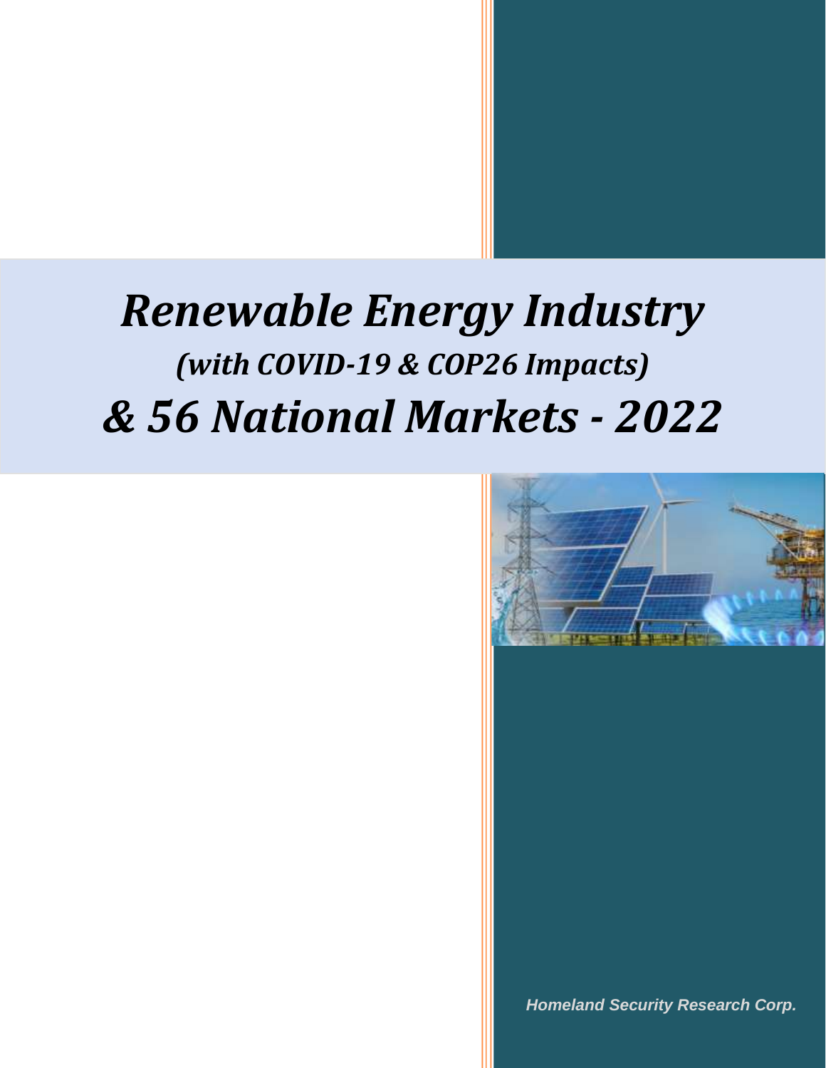# *Renewable Energy Industry*

## *(with COVID-19 & COP26 Impacts)*

# *& 56 National Markets - 2022*

***Homeland Security Research Corp.***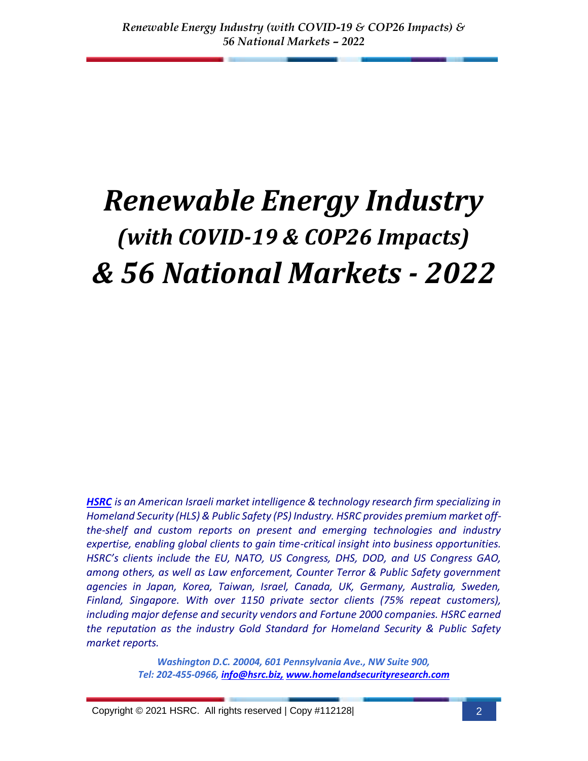# *Renewable Energy Industry*
## *(with COVID-19 & COP26 Impacts)*
# *& 56 National Markets - 2022*

*[HSRC](http://www.homelandsecurityresearch.com) is an American Israeli market intelligence & technology research firm specializing in Homeland Security (HLS) & Public Safety (PS) Industry. HSRC provides premium market off-the-shelf and custom reports on present and emerging technologies and industry expertise, enabling global clients to gain time-critical insight into business opportunities. HSRC's clients include the EU, NATO, US Congress, DHS, DOD, and US Congress GAO, among others, as well as Law enforcement, Counter Terror & Public Safety government agencies in Japan, Korea, Taiwan, Israel, Canada, UK, Germany, Australia, Sweden, Finland, Singapore. With over 1150 private sector clients (75% repeat customers), including major defense and security vendors and Fortune 2000 companies. HSRC earned the reputation as the industry Gold Standard for Homeland Security & Public Safety market reports.*

*Washington D.C. 20004, 601 Pennsylvania Ave., NW Suite 900,*
*Tel: 202-455-0966, [info@hsrc.biz,](mailto:info@hsrc.biz) [www.homelandsecurityresearch.com](http://www.homelandsecurityresearch.com)*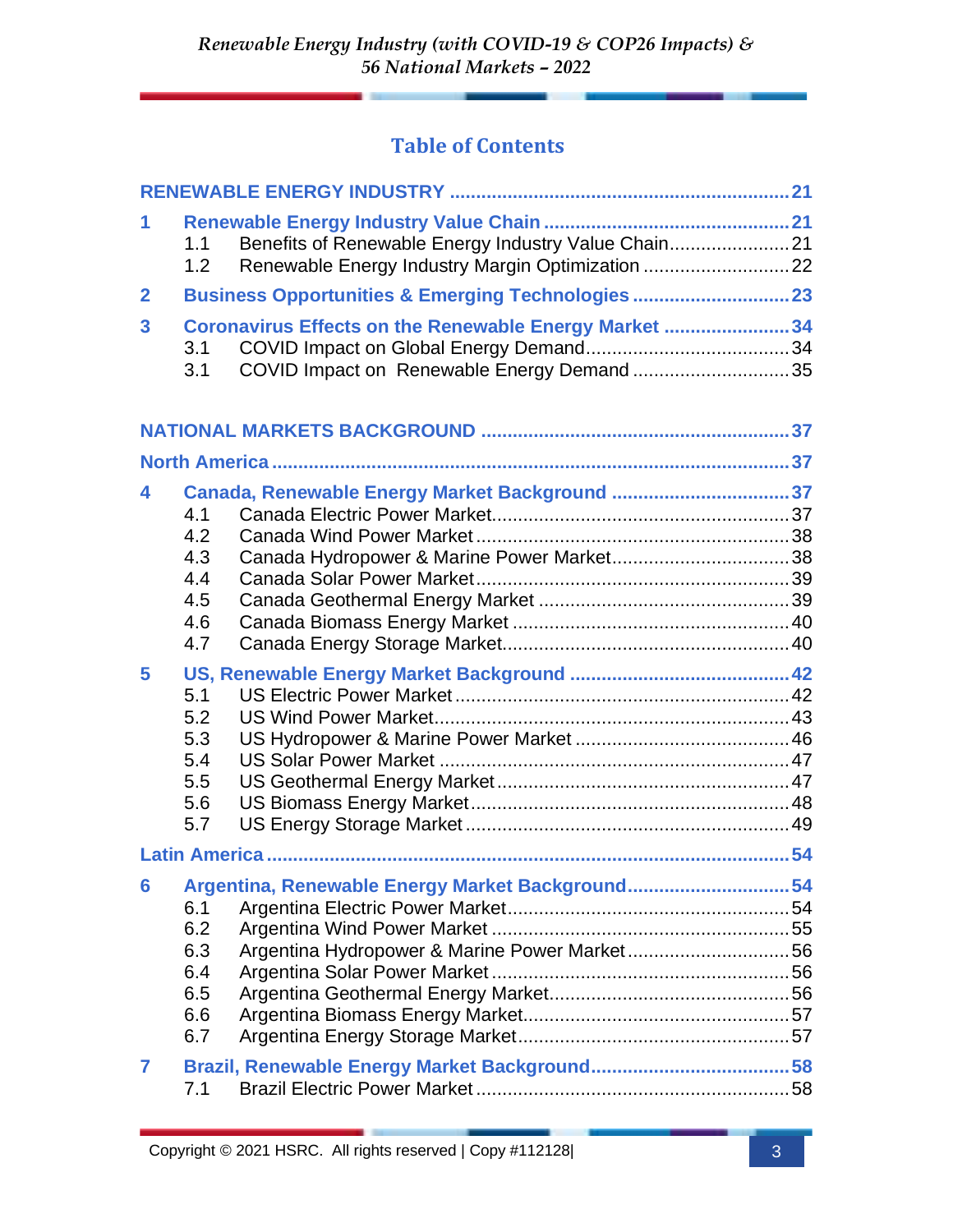## Table of Contents

**RENEWABLE ENERGY INDUSTRY** .......... 21

**1 Renewable Energy Industry Value Chain** .......... 21
- 1.1 Benefits of Renewable Energy Industry Value Chain .......... 21
- 1.2 Renewable Energy Industry Margin Optimization .......... 22

**2 Business Opportunities & Emerging Technologies** .......... 23

**3 Coronavirus Effects on the Renewable Energy Market** .......... 34
- 3.1 COVID Impact on Global Energy Demand .......... 34
- 3.1 COVID Impact on Renewable Energy Demand .......... 35

**NATIONAL MARKETS BACKGROUND** .......... 37

**North America** .......... 37

**4 Canada, Renewable Energy Market Background** .......... 37
- 4.1 Canada Electric Power Market .......... 37
- 4.2 Canada Wind Power Market .......... 38
- 4.3 Canada Hydropower & Marine Power Market .......... 38
- 4.4 Canada Solar Power Market .......... 39
- 4.5 Canada Geothermal Energy Market .......... 39
- 4.6 Canada Biomass Energy Market .......... 40
- 4.7 Canada Energy Storage Market .......... 40

**5 US, Renewable Energy Market Background** .......... 42
- 5.1 US Electric Power Market .......... 42
- 5.2 US Wind Power Market .......... 43
- 5.3 US Hydropower & Marine Power Market .......... 46
- 5.4 US Solar Power Market .......... 47
- 5.5 US Geothermal Energy Market .......... 47
- 5.6 US Biomass Energy Market .......... 48
- 5.7 US Energy Storage Market .......... 49

**Latin America** .......... 54

**6 Argentina, Renewable Energy Market Background** .......... 54
- 6.1 Argentina Electric Power Market .......... 54
- 6.2 Argentina Wind Power Market .......... 55
- 6.3 Argentina Hydropower & Marine Power Market .......... 56
- 6.4 Argentina Solar Power Market .......... 56
- 6.5 Argentina Geothermal Energy Market .......... 56
- 6.6 Argentina Biomass Energy Market .......... 57
- 6.7 Argentina Energy Storage Market .......... 57

**7 Brazil, Renewable Energy Market Background** .......... 58
- 7.1 Brazil Electric Power Market .......... 58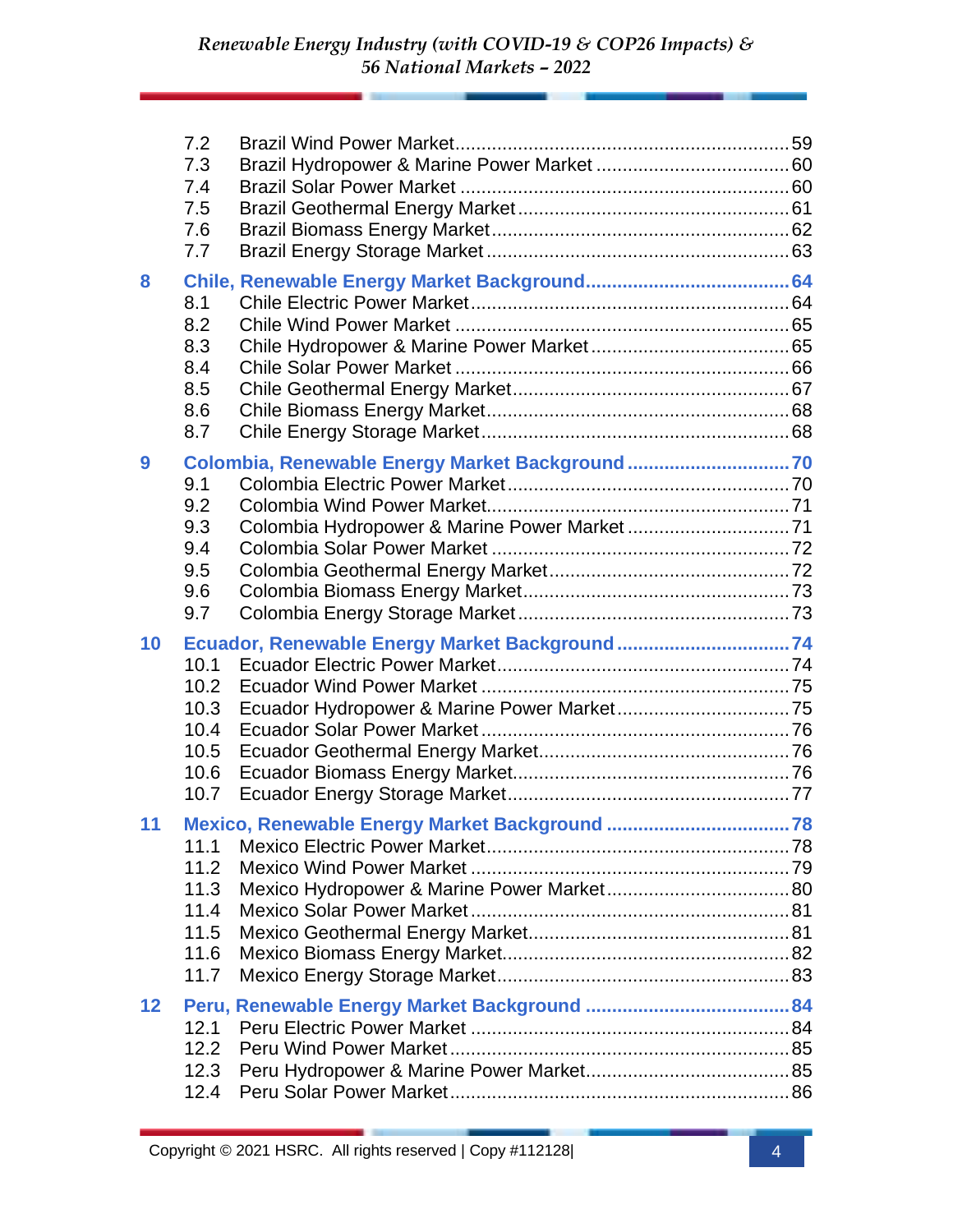- 7.2 Brazil Wind Power Market ........ 59
- 7.3 Brazil Hydropower & Marine Power Market ........ 60
- 7.4 Brazil Solar Power Market ........ 60
- 7.5 Brazil Geothermal Energy Market ........ 61
- 7.6 Brazil Biomass Energy Market ........ 62
- 7.7 Brazil Energy Storage Market ........ 63

**8 Chile, Renewable Energy Market Background ........ 64**

- 8.1 Chile Electric Power Market ........ 64
- 8.2 Chile Wind Power Market ........ 65
- 8.3 Chile Hydropower & Marine Power Market ........ 65
- 8.4 Chile Solar Power Market ........ 66
- 8.5 Chile Geothermal Energy Market ........ 67
- 8.6 Chile Biomass Energy Market ........ 68
- 8.7 Chile Energy Storage Market ........ 68

**9 Colombia, Renewable Energy Market Background ........ 70**

- 9.1 Colombia Electric Power Market ........ 70
- 9.2 Colombia Wind Power Market ........ 71
- 9.3 Colombia Hydropower & Marine Power Market ........ 71
- 9.4 Colombia Solar Power Market ........ 72
- 9.5 Colombia Geothermal Energy Market ........ 72
- 9.6 Colombia Biomass Energy Market ........ 73
- 9.7 Colombia Energy Storage Market ........ 73

**10 Ecuador, Renewable Energy Market Background ........ 74**

- 10.1 Ecuador Electric Power Market ........ 74
- 10.2 Ecuador Wind Power Market ........ 75
- 10.3 Ecuador Hydropower & Marine Power Market ........ 75
- 10.4 Ecuador Solar Power Market ........ 76
- 10.5 Ecuador Geothermal Energy Market ........ 76
- 10.6 Ecuador Biomass Energy Market ........ 76
- 10.7 Ecuador Energy Storage Market ........ 77

**11 Mexico, Renewable Energy Market Background ........ 78**

- 11.1 Mexico Electric Power Market ........ 78
- 11.2 Mexico Wind Power Market ........ 79
- 11.3 Mexico Hydropower & Marine Power Market ........ 80
- 11.4 Mexico Solar Power Market ........ 81
- 11.5 Mexico Geothermal Energy Market ........ 81
- 11.6 Mexico Biomass Energy Market ........ 82
- 11.7 Mexico Energy Storage Market ........ 83

**12 Peru, Renewable Energy Market Background ........ 84**

- 12.1 Peru Electric Power Market ........ 84
- 12.2 Peru Wind Power Market ........ 85
- 12.3 Peru Hydropower & Marine Power Market ........ 85
- 12.4 Peru Solar Power Market ........ 86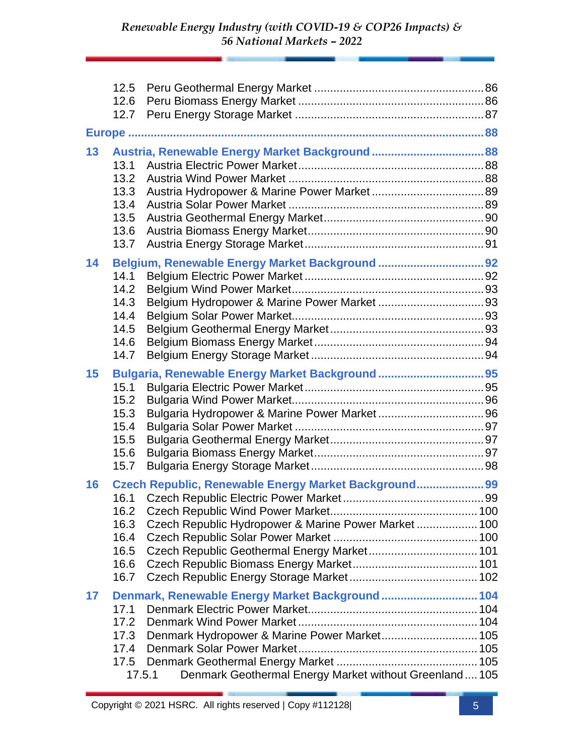12.5 Peru Geothermal Energy Market .......................................................86
12.6 Peru Biomass Energy Market ...............................................................86
12.7 Peru Energy Storage Market ................................................................87

**Europe** ..............................................................................................................88

**13 Austria, Renewable Energy Market Background** ....................................88
13.1 Austria Electric Power Market..............................................................88
13.2 Austria Wind Power Market ..................................................................88
13.3 Austria Hydropower & Marine Power Market ......................................89
13.4 Austria Solar Power Market ..................................................................89
13.5 Austria Geothermal Energy Market.......................................................90
13.6 Austria Biomass Energy Market............................................................90
13.7 Austria Energy Storage Market.............................................................91

**14 Belgium, Renewable Energy Market Background** ...................................92
14.1 Belgium Electric Power Market .............................................................92
14.2 Belgium Wind Power Market.................................................................93
14.3 Belgium Hydropower & Marine Power Market ......................................93
14.4 Belgium Solar Power Market.................................................................93
14.5 Belgium Geothermal Energy Market......................................................93
14.6 Belgium Biomass Energy Market...........................................................94
14.7 Belgium Energy Storage Market ............................................................94

**15 Bulgaria, Renewable Energy Market Background** ..................................95
15.1 Bulgaria Electric Power Market.............................................................95
15.2 Bulgaria Wind Power Market.................................................................96
15.3 Bulgaria Hydropower & Marine Power Market......................................96
15.4 Bulgaria Solar Power Market ................................................................97
15.5 Bulgaria Geothermal Energy Market......................................................97
15.6 Bulgaria Biomass Energy Market...........................................................97
15.7 Bulgaria Energy Storage Market............................................................98

**16 Czech Republic, Renewable Energy Market Background**.......................99
16.1 Czech Republic Electric Power Market .................................................99
16.2 Czech Republic Wind Power Market....................................................100
16.3 Czech Republic Hydropower & Marine Power Market .........................100
16.4 Czech Republic Solar Power Market ...................................................100
16.5 Czech Republic Geothermal Energy Market........................................101
16.6 Czech Republic Biomass Energy Market.............................................101
16.7 Czech Republic Energy Storage Market..............................................102

**17 Denmark, Renewable Energy Market Background** ...............................104
17.1 Denmark Electric Power Market..........................................................104
17.2 Denmark Wind Power Market .............................................................104
17.3 Denmark Hydropower & Marine Power Market....................................105
17.4 Denmark Solar Power Market.............................................................105
17.5 Denmark Geothermal Energy Market .................................................105
17.5.1 Denmark Geothermal Energy Market without Greenland ....105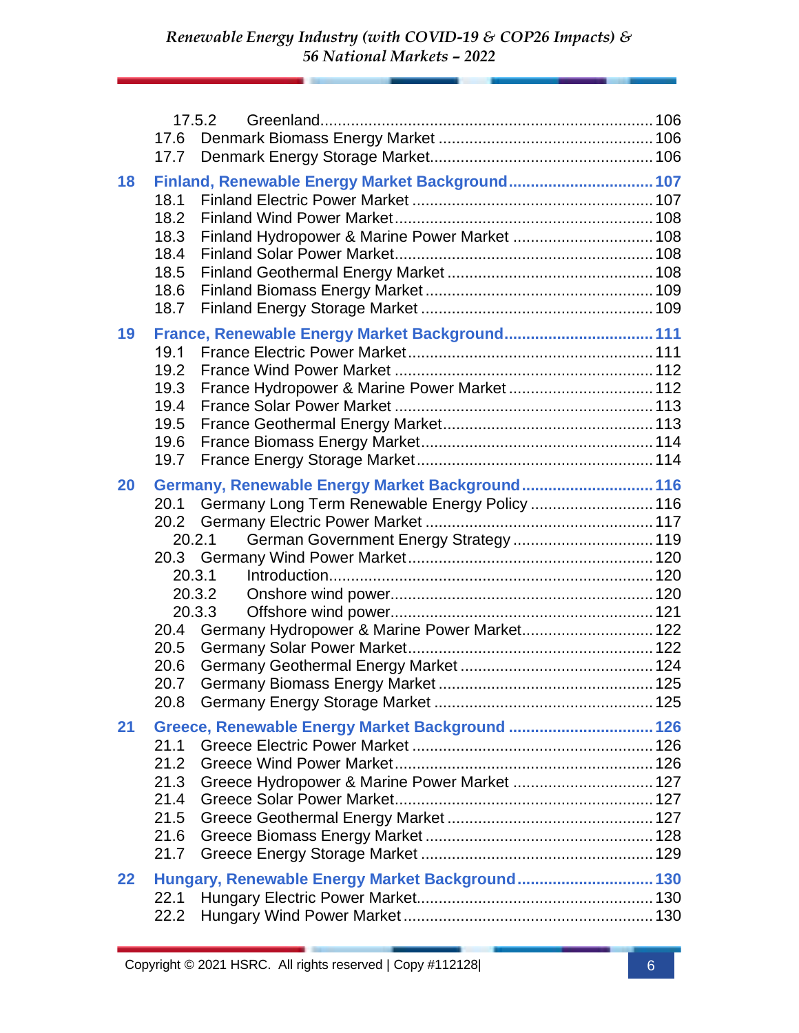17.5.2 Greenland ........................................................................ 106
17.6 Denmark Biomass Energy Market ................................................ 106
17.7 Denmark Energy Storage Market.................................................. 106

**18 Finland, Renewable Energy Market Background ................................ 107**

18.1 Finland Electric Power Market ...................................................... 107
18.2 Finland Wind Power Market.......................................................... 108
18.3 Finland Hydropower & Marine Power Market ................................ 108
18.4 Finland Solar Power Market.......................................................... 108
18.5 Finland Geothermal Energy Market .............................................. 108
18.6 Finland Biomass Energy Market ................................................... 109
18.7 Finland Energy Storage Market .................................................... 109

**19 France, Renewable Energy Market Background................................. 111**

19.1 France Electric Power Market....................................................... 111
19.2 France Wind Power Market .......................................................... 112
19.3 France Hydropower & Marine Power Market ................................ 112
19.4 France Solar Power Market .......................................................... 113
19.5 France Geothermal Energy Market............................................... 113
19.6 France Biomass Energy Market.................................................... 114
19.7 France Energy Storage Market..................................................... 114

**20 Germany, Renewable Energy Market Background............................. 116**

20.1 Germany Long Term Renewable Energy Policy ........................... 116
20.2 Germany Electric Power Market ................................................... 117
20.2.1 German Government Energy Strategy ............................... 119
20.3 Germany Wind Power Market....................................................... 120
20.3.1 Introduction........................................................................ 120
20.3.2 Onshore wind power.......................................................... 120
20.3.3 Offshore wind power.......................................................... 121
20.4 Germany Hydropower & Marine Power Market............................. 122
20.5 Germany Solar Power Market....................................................... 122
20.6 Germany Geothermal Energy Market ........................................... 124
20.7 Germany Biomass Energy Market ................................................ 125
20.8 Germany Energy Storage Market ................................................. 125

**21 Greece, Renewable Energy Market Background ................................ 126**

21.1 Greece Electric Power Market ...................................................... 126
21.2 Greece Wind Power Market.......................................................... 126
21.3 Greece Hydropower & Marine Power Market ................................ 127
21.4 Greece Solar Power Market.......................................................... 127
21.5 Greece Geothermal Energy Market .............................................. 127
21.6 Greece Biomass Energy Market ................................................... 128
21.7 Greece Energy Storage Market .................................................... 129

**22 Hungary, Renewable Energy Market Background.............................. 130**

22.1 Hungary Electric Power Market..................................................... 130
22.2 Hungary Wind Power Market........................................................ 130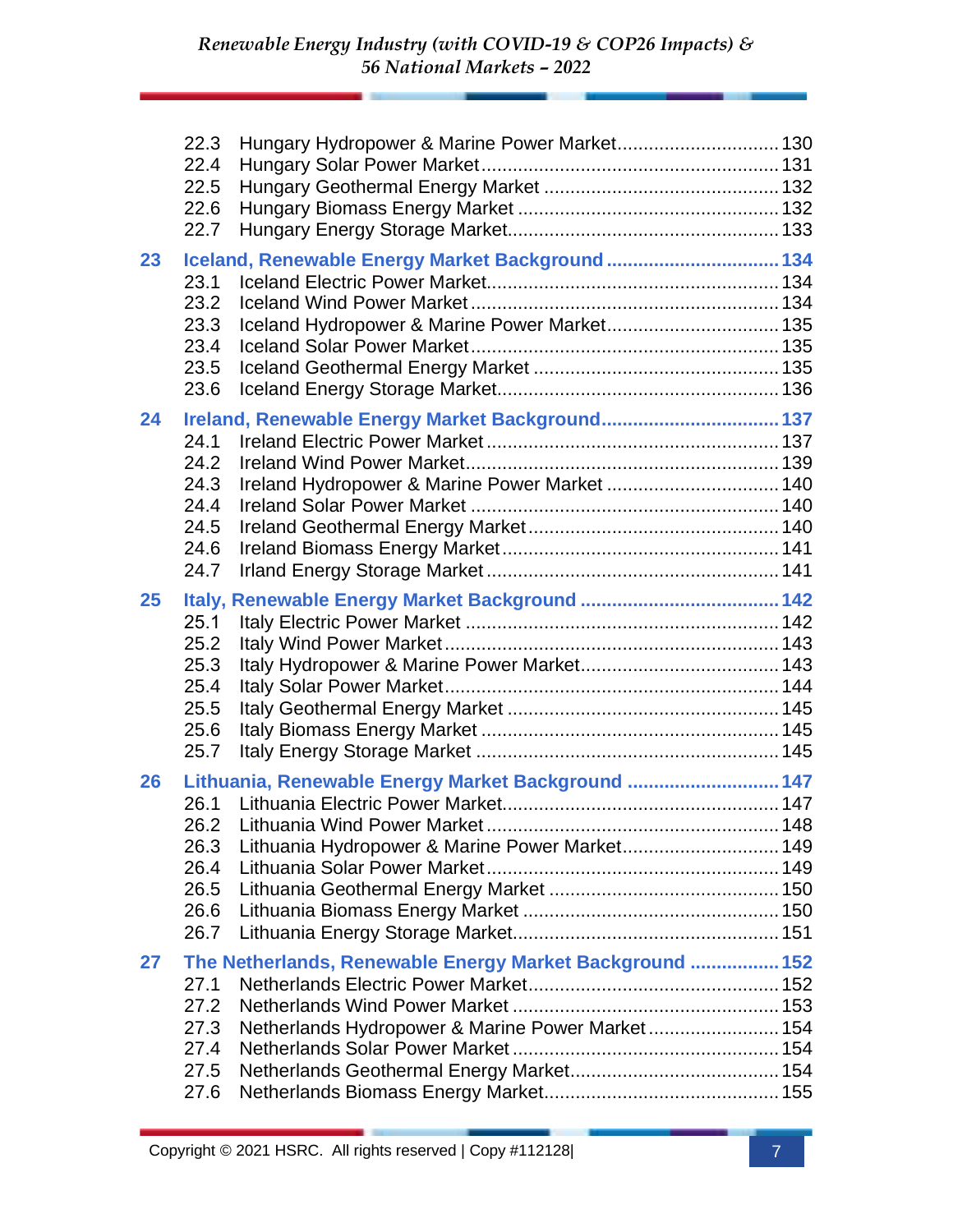22.3 Hungary Hydropower & Marine Power Market .......... 130
22.4 Hungary Solar Power Market .......... 131
22.5 Hungary Geothermal Energy Market .......... 132
22.6 Hungary Biomass Energy Market .......... 132
22.7 Hungary Energy Storage Market .......... 133

**23 Iceland, Renewable Energy Market Background .......... 134**

23.1 Iceland Electric Power Market .......... 134
23.2 Iceland Wind Power Market .......... 134
23.3 Iceland Hydropower & Marine Power Market .......... 135
23.4 Iceland Solar Power Market .......... 135
23.5 Iceland Geothermal Energy Market .......... 135
23.6 Iceland Energy Storage Market .......... 136

**24 Ireland, Renewable Energy Market Background .......... 137**

24.1 Ireland Electric Power Market .......... 137
24.2 Ireland Wind Power Market .......... 139
24.3 Ireland Hydropower & Marine Power Market .......... 140
24.4 Ireland Solar Power Market .......... 140
24.5 Ireland Geothermal Energy Market .......... 140
24.6 Ireland Biomass Energy Market .......... 141
24.7 Irland Energy Storage Market .......... 141

**25 Italy, Renewable Energy Market Background .......... 142**

25.1 Italy Electric Power Market .......... 142
25.2 Italy Wind Power Market .......... 143
25.3 Italy Hydropower & Marine Power Market .......... 143
25.4 Italy Solar Power Market .......... 144
25.5 Italy Geothermal Energy Market .......... 145
25.6 Italy Biomass Energy Market .......... 145
25.7 Italy Energy Storage Market .......... 145

**26 Lithuania, Renewable Energy Market Background .......... 147**

26.1 Lithuania Electric Power Market .......... 147
26.2 Lithuania Wind Power Market .......... 148
26.3 Lithuania Hydropower & Marine Power Market .......... 149
26.4 Lithuania Solar Power Market .......... 149
26.5 Lithuania Geothermal Energy Market .......... 150
26.6 Lithuania Biomass Energy Market .......... 150
26.7 Lithuania Energy Storage Market .......... 151

**27 The Netherlands, Renewable Energy Market Background .......... 152**

27.1 Netherlands Electric Power Market .......... 152
27.2 Netherlands Wind Power Market .......... 153
27.3 Netherlands Hydropower & Marine Power Market .......... 154
27.4 Netherlands Solar Power Market .......... 154
27.5 Netherlands Geothermal Energy Market .......... 154
27.6 Netherlands Biomass Energy Market .......... 155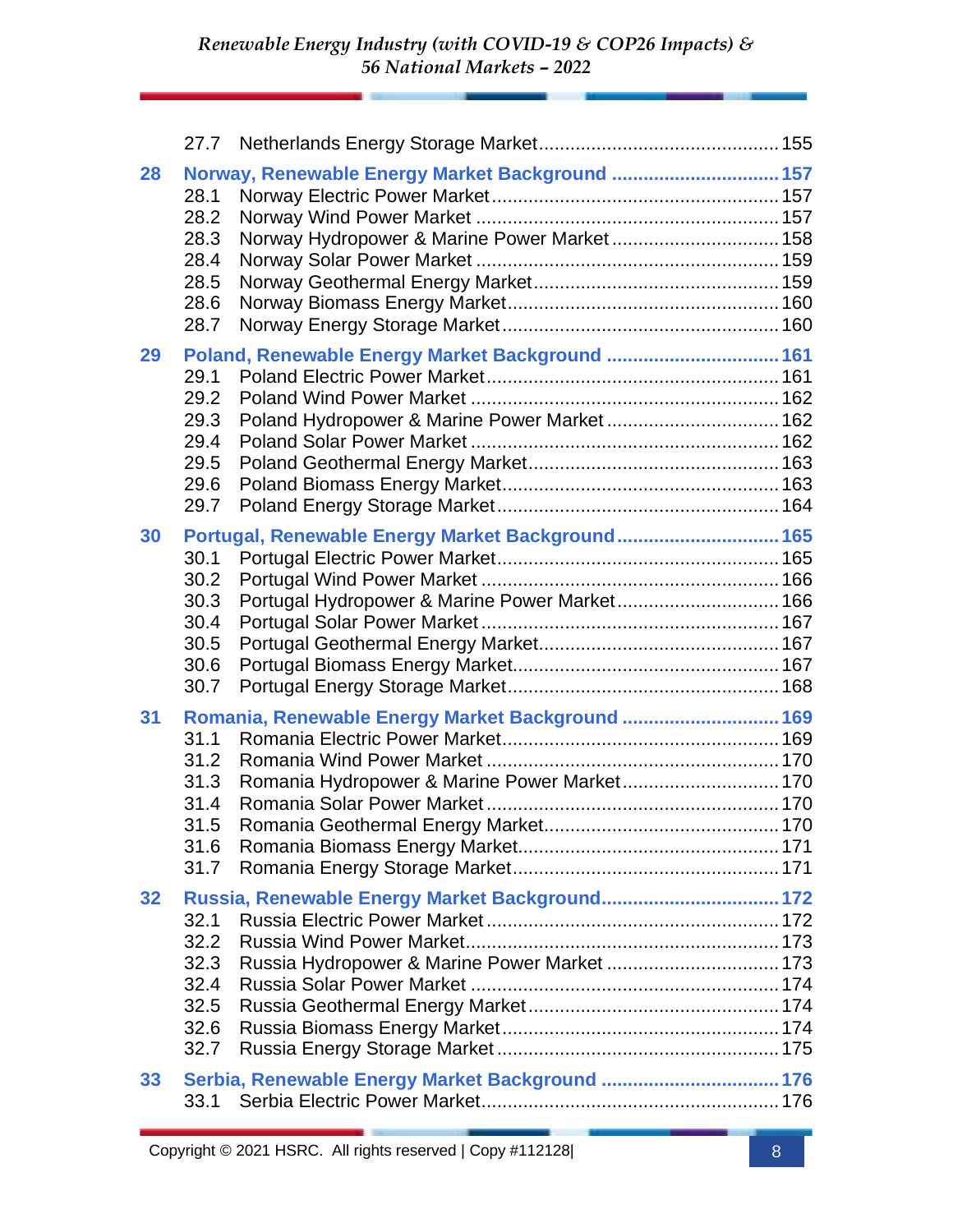27.7 Netherlands Energy Storage Market ... 155

**28 Norway, Renewable Energy Market Background ... 157**

28.1 Norway Electric Power Market ... 157
28.2 Norway Wind Power Market ... 157
28.3 Norway Hydropower & Marine Power Market ... 158
28.4 Norway Solar Power Market ... 159
28.5 Norway Geothermal Energy Market ... 159
28.6 Norway Biomass Energy Market ... 160
28.7 Norway Energy Storage Market ... 160

**29 Poland, Renewable Energy Market Background ... 161**

29.1 Poland Electric Power Market ... 161
29.2 Poland Wind Power Market ... 162
29.3 Poland Hydropower & Marine Power Market ... 162
29.4 Poland Solar Power Market ... 162
29.5 Poland Geothermal Energy Market ... 163
29.6 Poland Biomass Energy Market ... 163
29.7 Poland Energy Storage Market ... 164

**30 Portugal, Renewable Energy Market Background ... 165**

30.1 Portugal Electric Power Market ... 165
30.2 Portugal Wind Power Market ... 166
30.3 Portugal Hydropower & Marine Power Market ... 166
30.4 Portugal Solar Power Market ... 167
30.5 Portugal Geothermal Energy Market ... 167
30.6 Portugal Biomass Energy Market ... 167
30.7 Portugal Energy Storage Market ... 168

**31 Romania, Renewable Energy Market Background ... 169**

31.1 Romania Electric Power Market ... 169
31.2 Romania Wind Power Market ... 170
31.3 Romania Hydropower & Marine Power Market ... 170
31.4 Romania Solar Power Market ... 170
31.5 Romania Geothermal Energy Market ... 170
31.6 Romania Biomass Energy Market ... 171
31.7 Romania Energy Storage Market ... 171

**32 Russia, Renewable Energy Market Background ... 172**

32.1 Russia Electric Power Market ... 172
32.2 Russia Wind Power Market ... 173
32.3 Russia Hydropower & Marine Power Market ... 173
32.4 Russia Solar Power Market ... 174
32.5 Russia Geothermal Energy Market ... 174
32.6 Russia Biomass Energy Market ... 174
32.7 Russia Energy Storage Market ... 175

**33 Serbia, Renewable Energy Market Background ... 176**

33.1 Serbia Electric Power Market ... 176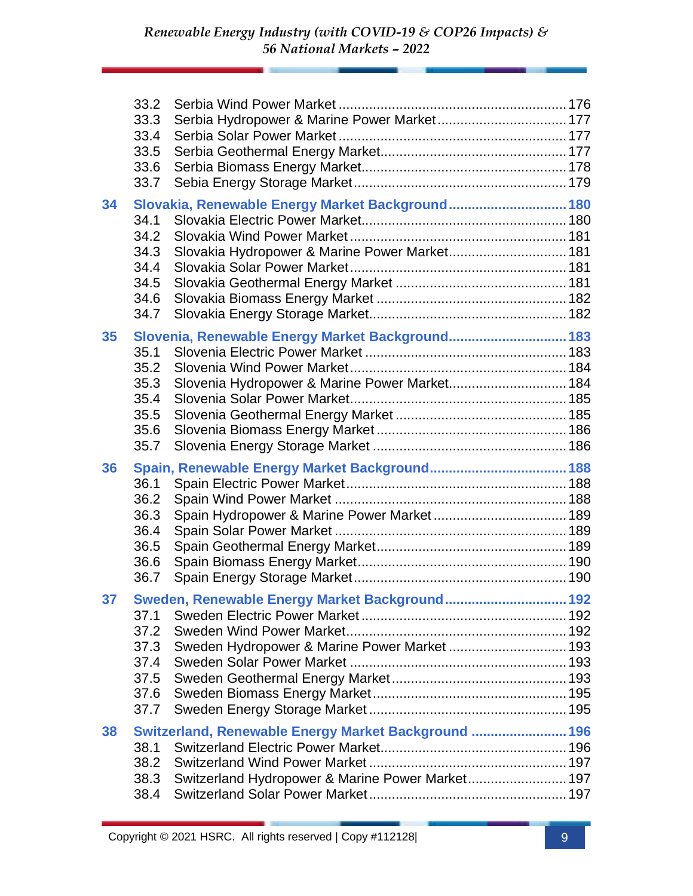33.2 Serbia Wind Power Market ........................................................ 176
33.3 Serbia Hydropower & Marine Power Market ................................ 177
33.4 Serbia Solar Power Market ......................................................... 177
33.5 Serbia Geothermal Energy Market ............................................... 177
33.6 Serbia Biomass Energy Market .................................................... 178
33.7 Sebia Energy Storage Market ...................................................... 179

**34 Slovakia, Renewable Energy Market Background ............................ 180**

34.1 Slovakia Electric Power Market .................................................... 180
34.2 Slovakia Wind Power Market ........................................................ 181
34.3 Slovakia Hydropower & Marine Power Market .............................. 181
34.4 Slovakia Solar Power Market ........................................................ 181
34.5 Slovakia Geothermal Energy Market ............................................ 181
34.6 Slovakia Biomass Energy Market ................................................. 182
34.7 Slovakia Energy Storage Market .................................................. 182

**35 Slovenia, Renewable Energy Market Background ............................ 183**

35.1 Slovenia Electric Power Market .................................................... 183
35.2 Slovenia Wind Power Market ........................................................ 184
35.3 Slovenia Hydropower & Marine Power Market .............................. 184
35.4 Slovenia Solar Power Market ........................................................ 185
35.5 Slovenia Geothermal Energy Market ............................................ 185
35.6 Slovenia Biomass Energy Market ................................................. 186
35.7 Slovenia Energy Storage Market .................................................. 186

**36 Spain, Renewable Energy Market Background .................................. 188**

36.1 Spain Electric Power Market ......................................................... 188
36.2 Spain Wind Power Market ............................................................ 188
36.3 Spain Hydropower & Marine Power Market .................................. 189
36.4 Spain Solar Power Market ............................................................ 189
36.5 Spain Geothermal Energy Market ................................................. 189
36.6 Spain Biomass Energy Market ...................................................... 190
36.7 Spain Energy Storage Market ...................................................... 190

**37 Sweden, Renewable Energy Market Background .............................. 192**

37.1 Sweden Electric Power Market ..................................................... 192
37.2 Sweden Wind Power Market ......................................................... 192
37.3 Sweden Hydropower & Marine Power Market .............................. 193
37.4 Sweden Solar Power Market ........................................................ 193
37.5 Sweden Geothermal Energy Market ............................................. 193
37.6 Sweden Biomass Energy Market .................................................. 195
37.7 Sweden Energy Storage Market .................................................. 195

**38 Switzerland, Renewable Energy Market Background ........................ 196**

38.1 Switzerland Electric Power Market ................................................ 196
38.2 Switzerland Wind Power Market ................................................... 197
38.3 Switzerland Hydropower & Marine Power Market ......................... 197
38.4 Switzerland Solar Power Market ................................................... 197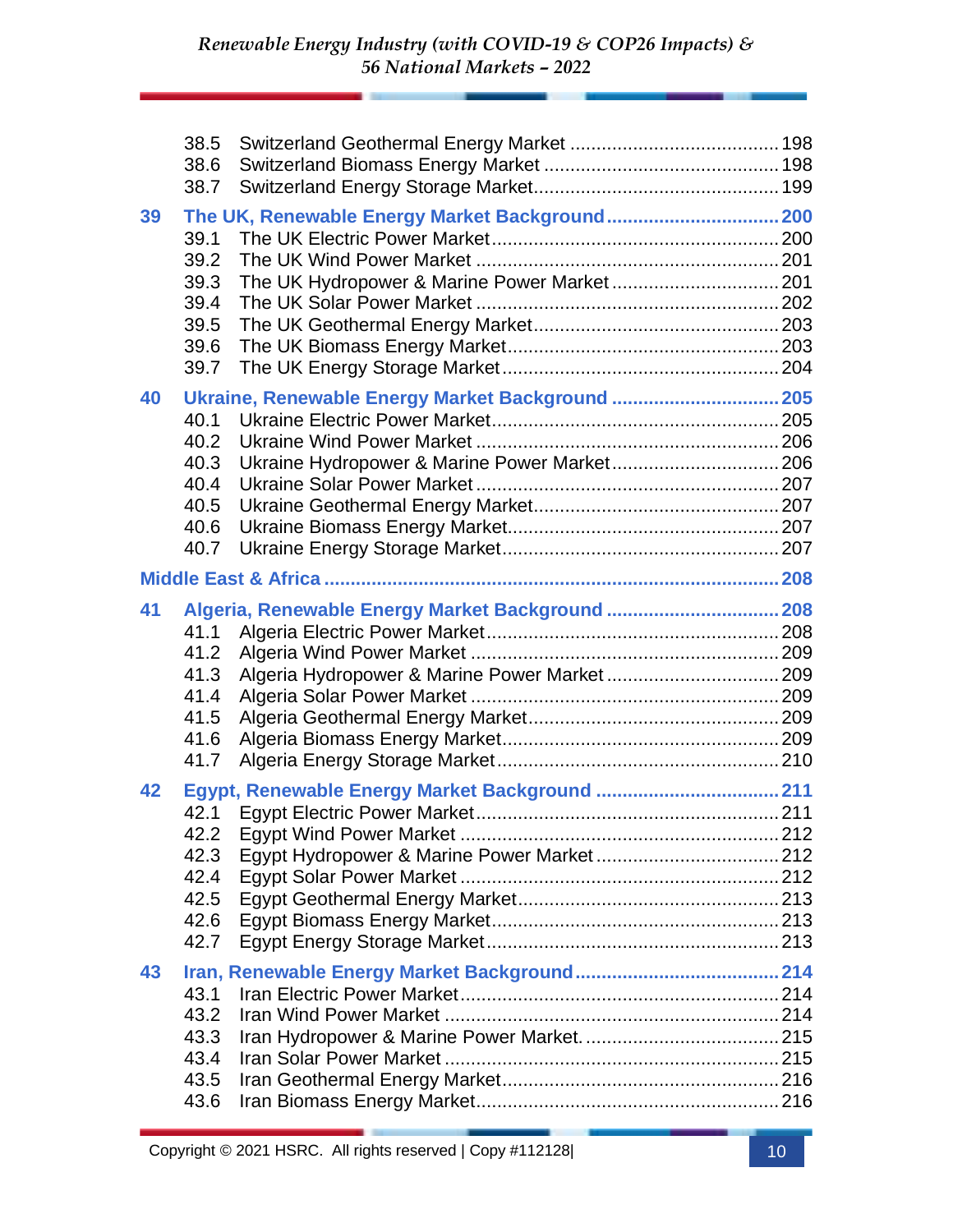38.5 Switzerland Geothermal Energy Market ........................................ 198
38.6 Switzerland Biomass Energy Market ............................................ 198
38.7 Switzerland Energy Storage Market.............................................. 199

**39 The UK, Renewable Energy Market Background ................................ 200**

39.1 The UK Electric Power Market..................................................... 200
39.2 The UK Wind Power Market ........................................................ 201
39.3 The UK Hydropower & Marine Power Market ................................ 201
39.4 The UK Solar Power Market ........................................................ 202
39.5 The UK Geothermal Energy Market.............................................. 203
39.6 The UK Biomass Energy Market.................................................. 203
39.7 The UK Energy Storage Market................................................... 204

**40 Ukraine, Renewable Energy Market Background ............................... 205**

40.1 Ukraine Electric Power Market..................................................... 205
40.2 Ukraine Wind Power Market ........................................................ 206
40.3 Ukraine Hydropower & Marine Power Market................................ 206
40.4 Ukraine Solar Power Market........................................................ 207
40.5 Ukraine Geothermal Energy Market.............................................. 207
40.6 Ukraine Biomass Energy Market.................................................. 207
40.7 Ukraine Energy Storage Market................................................... 207

**Middle East & Africa ..................................................................... 208**

**41 Algeria, Renewable Energy Market Background ................................ 208**

41.1 Algeria Electric Power Market...................................................... 208
41.2 Algeria Wind Power Market ......................................................... 209
41.3 Algeria Hydropower & Marine Power Market ................................ 209
41.4 Algeria Solar Power Market ......................................................... 209
41.5 Algeria Geothermal Energy Market............................................... 209
41.6 Algeria Biomass Energy Market................................................... 209
41.7 Algeria Energy Storage Market.................................................... 210

**42 Egypt, Renewable Energy Market Background .................................. 211**

42.1 Egypt Electric Power Market........................................................ 211
42.2 Egypt Wind Power Market ........................................................... 212
42.3 Egypt Hydropower & Marine Power Market .................................. 212
42.4 Egypt Solar Power Market ........................................................... 212
42.5 Egypt Geothermal Energy Market................................................. 213
42.6 Egypt Biomass Energy Market..................................................... 213
42.7 Egypt Energy Storage Market...................................................... 213

**43 Iran, Renewable Energy Market Background...................................... 214**

43.1 Iran Electric Power Market........................................................... 214
43.2 Iran Wind Power Market .............................................................. 214
43.3 Iran Hydropower & Marine Power Market. .................................... 215
43.4 Iran Solar Power Market .............................................................. 215
43.5 Iran Geothermal Energy Market.................................................... 216
43.6 Iran Biomass Energy Market........................................................ 216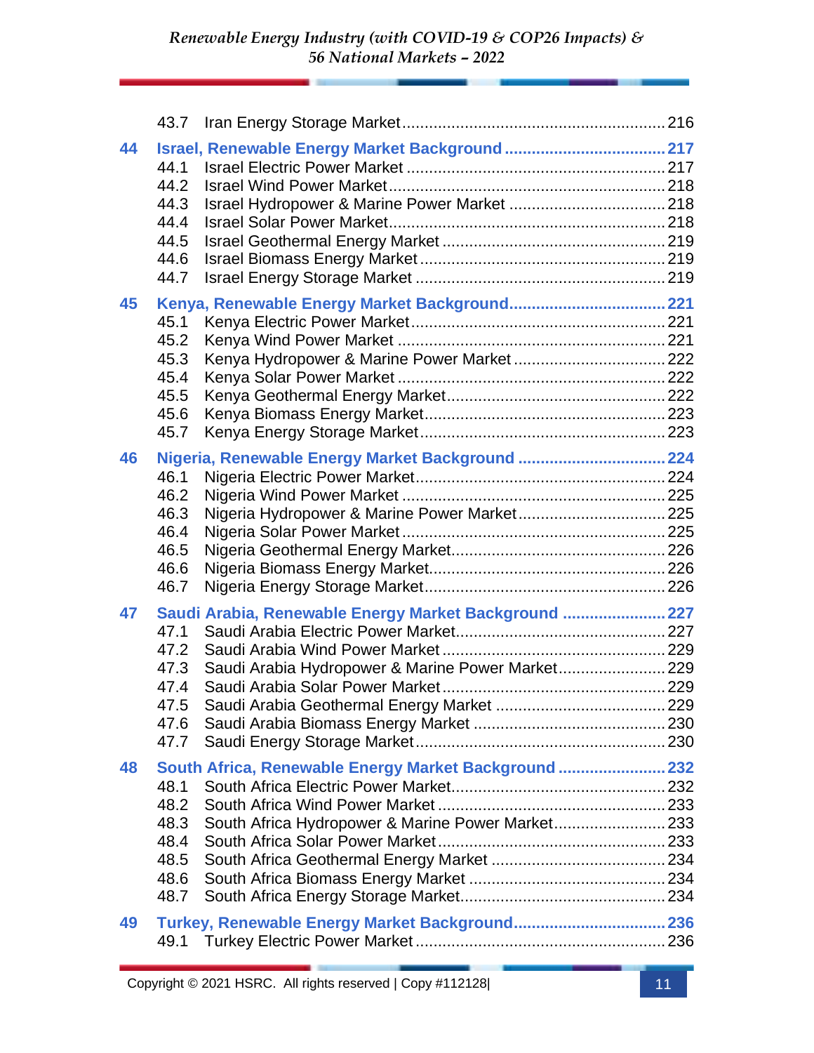43.7 Iran Energy Storage Market ........................................................ 216

**44 Israel, Renewable Energy Market Background .................................. 217**

44.1 Israel Electric Power Market ........................................................ 217
44.2 Israel Wind Power Market ............................................................ 218
44.3 Israel Hydropower & Marine Power Market .................................. 218
44.4 Israel Solar Power Market ............................................................ 218
44.5 Israel Geothermal Energy Market ................................................. 219
44.6 Israel Biomass Energy Market ...................................................... 219
44.7 Israel Energy Storage Market ....................................................... 219

**45 Kenya, Renewable Energy Market Background .................................. 221**

45.1 Kenya Electric Power Market ........................................................ 221
45.2 Kenya Wind Power Market ........................................................... 221
45.3 Kenya Hydropower & Marine Power Market ................................. 222
45.4 Kenya Solar Power Market ............................................................ 222
45.5 Kenya Geothermal Energy Market ................................................ 222
45.6 Kenya Biomass Energy Market ..................................................... 223
45.7 Kenya Energy Storage Market ...................................................... 223

**46 Nigeria, Renewable Energy Market Background ................................ 224**

46.1 Nigeria Electric Power Market ...................................................... 224
46.2 Nigeria Wind Power Market .......................................................... 225
46.3 Nigeria Hydropower & Marine Power Market ................................ 225
46.4 Nigeria Solar Power Market .......................................................... 225
46.5 Nigeria Geothermal Energy Market ............................................... 226
46.6 Nigeria Biomass Energy Market .................................................... 226
46.7 Nigeria Energy Storage Market ..................................................... 226

**47 Saudi Arabia, Renewable Energy Market Background ...................... 227**

47.1 Saudi Arabia Electric Power Market .............................................. 227
47.2 Saudi Arabia Wind Power Market ................................................. 229
47.3 Saudi Arabia Hydropower & Marine Power Market ....................... 229
47.4 Saudi Arabia Solar Power Market ................................................. 229
47.5 Saudi Arabia Geothermal Energy Market ..................................... 229
47.6 Saudi Arabia Biomass Energy Market .......................................... 230
47.7 Saudi Energy Storage Market ....................................................... 230

**48 South Africa, Renewable Energy Market Background ....................... 232**

48.1 South Africa Electric Power Market .............................................. 232
48.2 South Africa Wind Power Market .................................................. 233
48.3 South Africa Hydropower & Marine Power Market ........................ 233
48.4 South Africa Solar Power Market .................................................. 233
48.5 South Africa Geothermal Energy Market ...................................... 234
48.6 South Africa Biomass Energy Market ........................................... 234
48.7 South Africa Energy Storage Market ............................................. 234

**49 Turkey, Renewable Energy Market Background ................................. 236**

49.1 Turkey Electric Power Market ....................................................... 236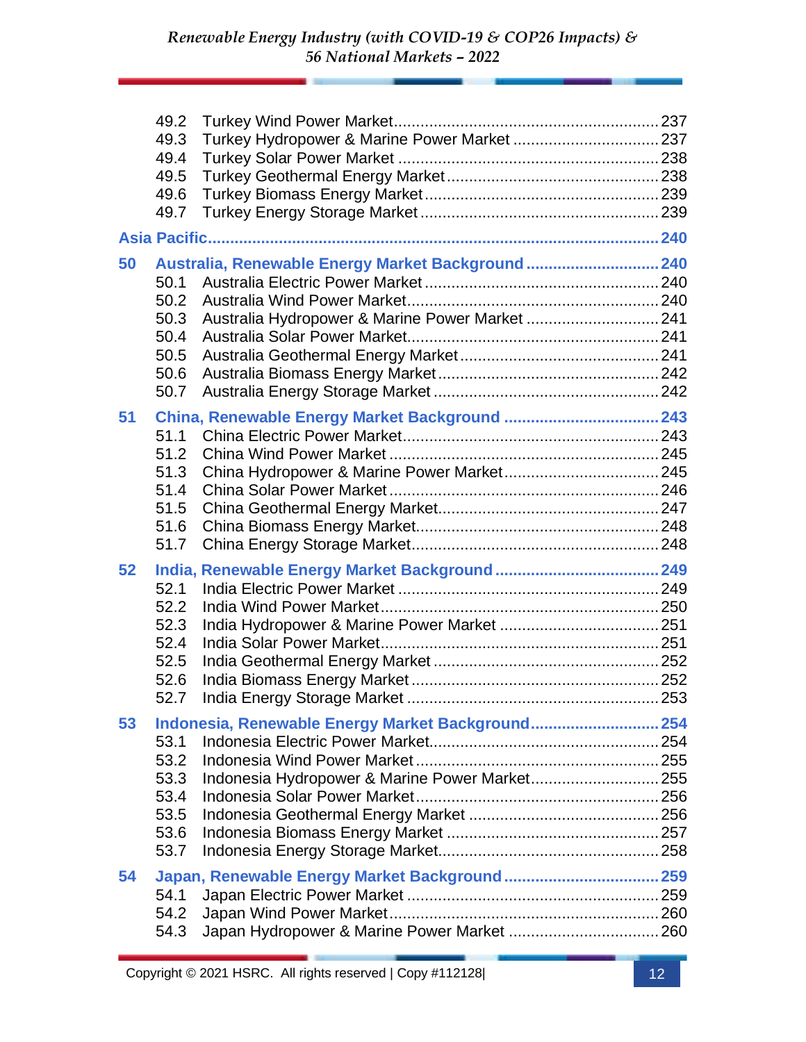49.2 Turkey Wind Power Market ........................................................ 237
49.3 Turkey Hydropower & Marine Power Market .................................. 237
49.4 Turkey Solar Power Market ........................................................ 238
49.5 Turkey Geothermal Energy Market ................................................ 238
49.6 Turkey Biomass Energy Market .................................................... 239
49.7 Turkey Energy Storage Market ..................................................... 239

**Asia Pacific .................................................................................................. 240**

**50 Australia, Renewable Energy Market Background ............................. 240**

50.1 Australia Electric Power Market .................................................... 240
50.2 Australia Wind Power Market ........................................................ 240
50.3 Australia Hydropower & Marine Power Market ............................. 241
50.4 Australia Solar Power Market ........................................................ 241
50.5 Australia Geothermal Energy Market ............................................ 241
50.6 Australia Biomass Energy Market ................................................. 242
50.7 Australia Energy Storage Market .................................................. 242

**51 China, Renewable Energy Market Background ................................... 243**

51.1 China Electric Power Market ......................................................... 243
51.2 China Wind Power Market ............................................................ 245
51.3 China Hydropower & Marine Power Market .................................. 245
51.4 China Solar Power Market ............................................................ 246
51.5 China Geothermal Energy Market ................................................. 247
51.6 China Biomass Energy Market ...................................................... 248
51.7 China Energy Storage Market ....................................................... 248

**52 India, Renewable Energy Market Background ..................................... 249**

52.1 India Electric Power Market .......................................................... 249
52.2 India Wind Power Market .............................................................. 250
52.3 India Hydropower & Marine Power Market .................................... 251
52.4 India Solar Power Market .............................................................. 251
52.5 India Geothermal Energy Market ................................................... 252
52.6 India Biomass Energy Market ........................................................ 252
52.7 India Energy Storage Market ......................................................... 253

**53 Indonesia, Renewable Energy Market Background ............................ 254**

53.1 Indonesia Electric Power Market ................................................... 254
53.2 Indonesia Wind Power Market ....................................................... 255
53.3 Indonesia Hydropower & Marine Power Market ............................ 255
53.4 Indonesia Solar Power Market ...................................................... 256
53.5 Indonesia Geothermal Energy Market ........................................... 256
53.6 Indonesia Biomass Energy Market ................................................ 257
53.7 Indonesia Energy Storage Market ................................................. 258

**54 Japan, Renewable Energy Market Background ................................... 259**

54.1 Japan Electric Power Market ........................................................ 259
54.2 Japan Wind Power Market ............................................................ 260
54.3 Japan Hydropower & Marine Power Market .................................. 260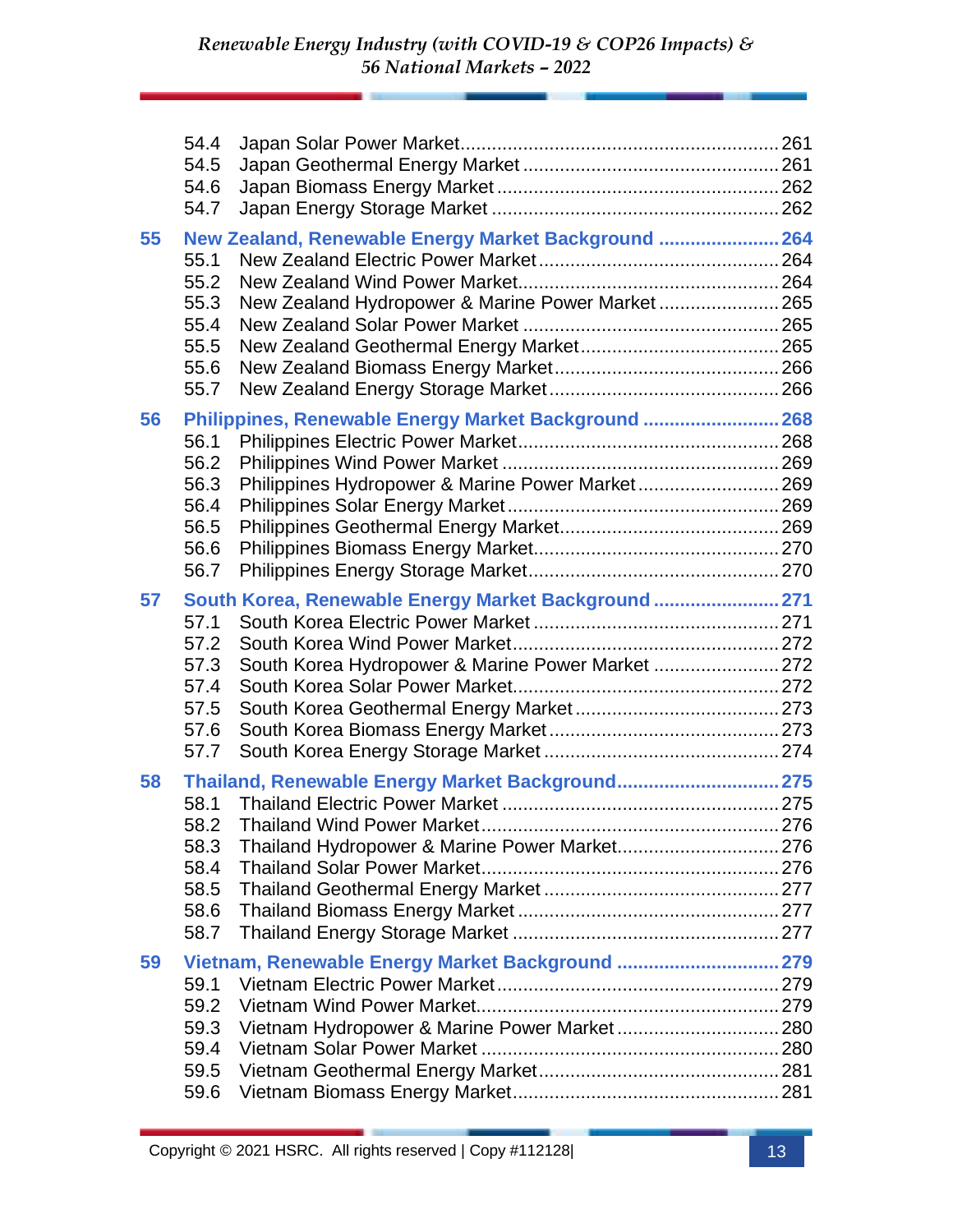- 54.4 Japan Solar Power Market ........ 261
- 54.5 Japan Geothermal Energy Market ........ 261
- 54.6 Japan Biomass Energy Market ........ 262
- 54.7 Japan Energy Storage Market ........ 262

**55 New Zealand, Renewable Energy Market Background ........ 264**

- 55.1 New Zealand Electric Power Market ........ 264
- 55.2 New Zealand Wind Power Market ........ 264
- 55.3 New Zealand Hydropower & Marine Power Market ........ 265
- 55.4 New Zealand Solar Power Market ........ 265
- 55.5 New Zealand Geothermal Energy Market ........ 265
- 55.6 New Zealand Biomass Energy Market ........ 266
- 55.7 New Zealand Energy Storage Market ........ 266

**56 Philippines, Renewable Energy Market Background ........ 268**

- 56.1 Philippines Electric Power Market ........ 268
- 56.2 Philippines Wind Power Market ........ 269
- 56.3 Philippines Hydropower & Marine Power Market ........ 269
- 56.4 Philippines Solar Energy Market ........ 269
- 56.5 Philippines Geothermal Energy Market ........ 269
- 56.6 Philippines Biomass Energy Market ........ 270
- 56.7 Philippines Energy Storage Market ........ 270

**57 South Korea, Renewable Energy Market Background ........ 271**

- 57.1 South Korea Electric Power Market ........ 271
- 57.2 South Korea Wind Power Market ........ 272
- 57.3 South Korea Hydropower & Marine Power Market ........ 272
- 57.4 South Korea Solar Power Market ........ 272
- 57.5 South Korea Geothermal Energy Market ........ 273
- 57.6 South Korea Biomass Energy Market ........ 273
- 57.7 South Korea Energy Storage Market ........ 274

**58 Thailand, Renewable Energy Market Background ........ 275**

- 58.1 Thailand Electric Power Market ........ 275
- 58.2 Thailand Wind Power Market ........ 276
- 58.3 Thailand Hydropower & Marine Power Market ........ 276
- 58.4 Thailand Solar Power Market ........ 276
- 58.5 Thailand Geothermal Energy Market ........ 277
- 58.6 Thailand Biomass Energy Market ........ 277
- 58.7 Thailand Energy Storage Market ........ 277

**59 Vietnam, Renewable Energy Market Background ........ 279**

- 59.1 Vietnam Electric Power Market ........ 279
- 59.2 Vietnam Wind Power Market ........ 279
- 59.3 Vietnam Hydropower & Marine Power Market ........ 280
- 59.4 Vietnam Solar Power Market ........ 280
- 59.5 Vietnam Geothermal Energy Market ........ 281
- 59.6 Vietnam Biomass Energy Market ........ 281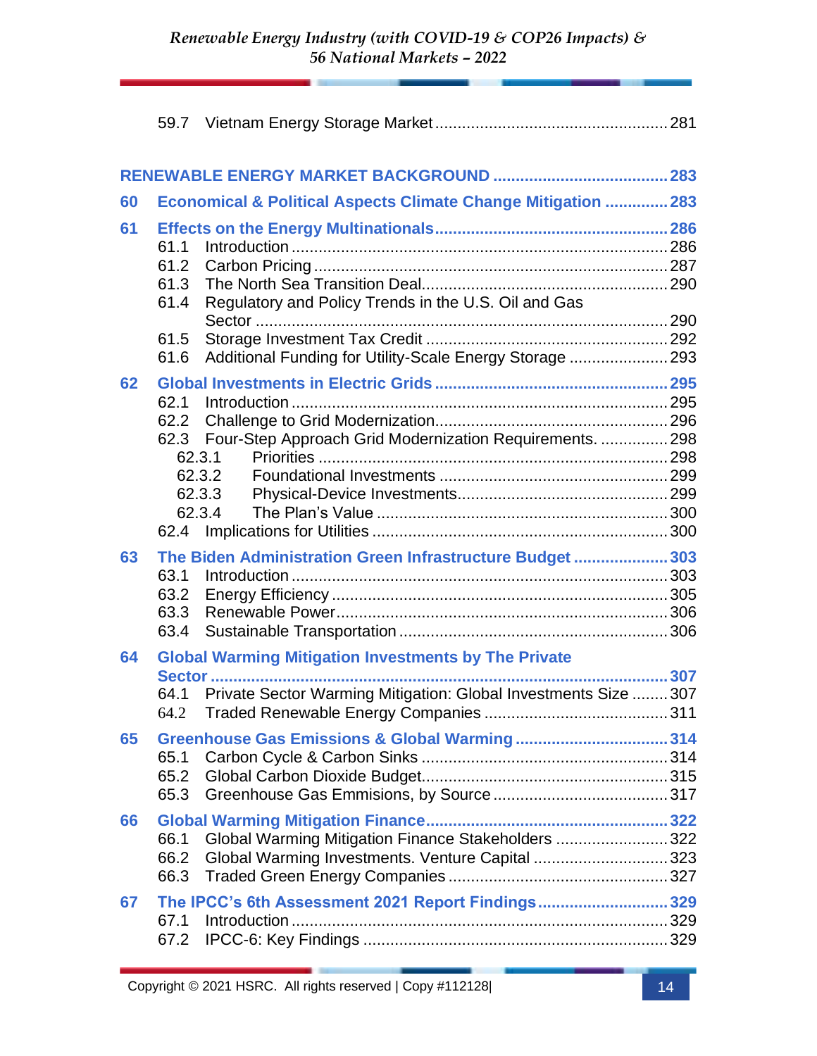59.7 Vietnam Energy Storage Market ........................................ 281

**RENEWABLE ENERGY MARKET BACKGROUND ........................................ 283**

**60 Economical & Political Aspects Climate Change Mitigation .............. 283**

**61 Effects on the Energy Multinationals ........................................ 286**

61.1 Introduction ........................................ 286
61.2 Carbon Pricing ........................................ 287
61.3 The North Sea Transition Deal ........................................ 290
61.4 Regulatory and Policy Trends in the U.S. Oil and Gas Sector ........................................ 290
61.5 Storage Investment Tax Credit ........................................ 292
61.6 Additional Funding for Utility-Scale Energy Storage ........................................ 293

**62 Global Investments in Electric Grids ........................................ 295**

62.1 Introduction ........................................ 295
62.2 Challenge to Grid Modernization ........................................ 296
62.3 Four-Step Approach Grid Modernization Requirements. ........................................ 298
62.3.1 Priorities ........................................ 298
62.3.2 Foundational Investments ........................................ 299
62.3.3 Physical-Device Investments ........................................ 299
62.3.4 The Plan's Value ........................................ 300
62.4 Implications for Utilities ........................................ 300

**63 The Biden Administration Green Infrastructure Budget ........................................ 303**

63.1 Introduction ........................................ 303
63.2 Energy Efficiency ........................................ 305
63.3 Renewable Power ........................................ 306
63.4 Sustainable Transportation ........................................ 306

**64 Global Warming Mitigation Investments by The Private Sector ........................................ 307**

64.1 Private Sector Warming Mitigation: Global Investments Size ........................................ 307
64.2 Traded Renewable Energy Companies ........................................ 311

**65 Greenhouse Gas Emissions & Global Warming ........................................ 314**

65.1 Carbon Cycle & Carbon Sinks ........................................ 314
65.2 Global Carbon Dioxide Budget ........................................ 315
65.3 Greenhouse Gas Emmisions, by Source ........................................ 317

**66 Global Warming Mitigation Finance ........................................ 322**

66.1 Global Warming Mitigation Finance Stakeholders ........................................ 322
66.2 Global Warming Investments. Venture Capital ........................................ 323
66.3 Traded Green Energy Companies ........................................ 327

**67 The IPCC's 6th Assessment 2021 Report Findings ........................................ 329**

67.1 Introduction ........................................ 329
67.2 IPCC-6: Key Findings ........................................ 329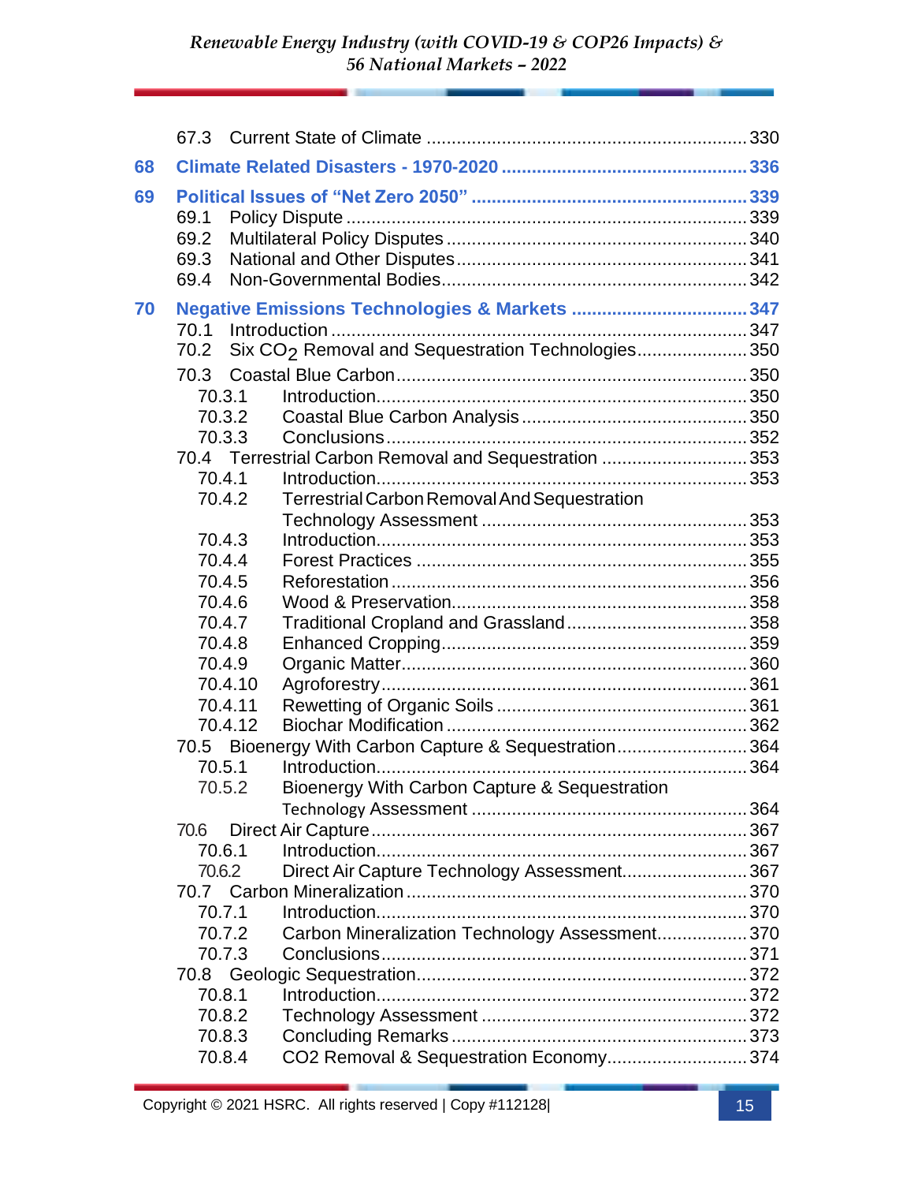67.3 Current State of Climate ............................................................... 330

**68 Climate Related Disasters - 1970-2020 ................................................ 336**

**69 Political Issues of “Net Zero 2050” ...................................................... 339**

69.1 Policy Dispute ............................................................................ 339
69.2 Multilateral Policy Disputes ........................................................ 340
69.3 National and Other Disputes ....................................................... 341
69.4 Non-Governmental Bodies ........................................................... 342

**70 Negative Emissions Technologies & Markets .................................. 347**

70.1 Introduction ................................................................................ 347
70.2 Six $CO_2$ Removal and Sequestration Technologies ..................... 350
70.3 Coastal Blue Carbon ................................................................... 350
70.3.1 Introduction ............................................................................. 350
70.3.2 Coastal Blue Carbon Analysis .................................................. 350
70.3.3 Conclusions ............................................................................. 352
70.4 Terrestrial Carbon Removal and Sequestration ............................ 353
70.4.1 Introduction ............................................................................. 353
70.4.2 Terrestrial Carbon Removal And Sequestration Technology Assessment .................................................... 353
70.4.3 Introduction ............................................................................. 353
70.4.4 Forest Practices ....................................................................... 355
70.4.5 Reforestation ........................................................................... 356
70.4.6 Wood & Preservation ............................................................... 358
70.4.7 Traditional Cropland and Grassland ......................................... 358
70.4.8 Enhanced Cropping .................................................................. 359
70.4.9 Organic Matter ......................................................................... 360
70.4.10 Agroforestry ........................................................................... 361
70.4.11 Rewetting of Organic Soils ...................................................... 361
70.4.12 Biochar Modification ............................................................... 362
70.5 Bioenergy With Carbon Capture & Sequestration ........................ 364
70.5.1 Introduction ............................................................................. 364
70.5.2 Bioenergy With Carbon Capture & Sequestration Technology Assessment ...................................................... 364
70.6 Direct Air Capture ........................................................................ 367
70.6.1 Introduction ............................................................................. 367
70.6.2 Direct Air Capture Technology Assessment ............................. 367
70.7 Carbon Mineralization .................................................................. 370
70.7.1 Introduction ............................................................................. 370
70.7.2 Carbon Mineralization Technology Assessment ........................ 370
70.7.3 Conclusions ............................................................................. 371
70.8 Geologic Sequestration ................................................................ 372
70.8.1 Introduction ............................................................................. 372
70.8.2 Technology Assessment ........................................................... 372
70.8.3 Concluding Remarks ................................................................ 373
70.8.4 CO2 Removal & Sequestration Economy ................................... 374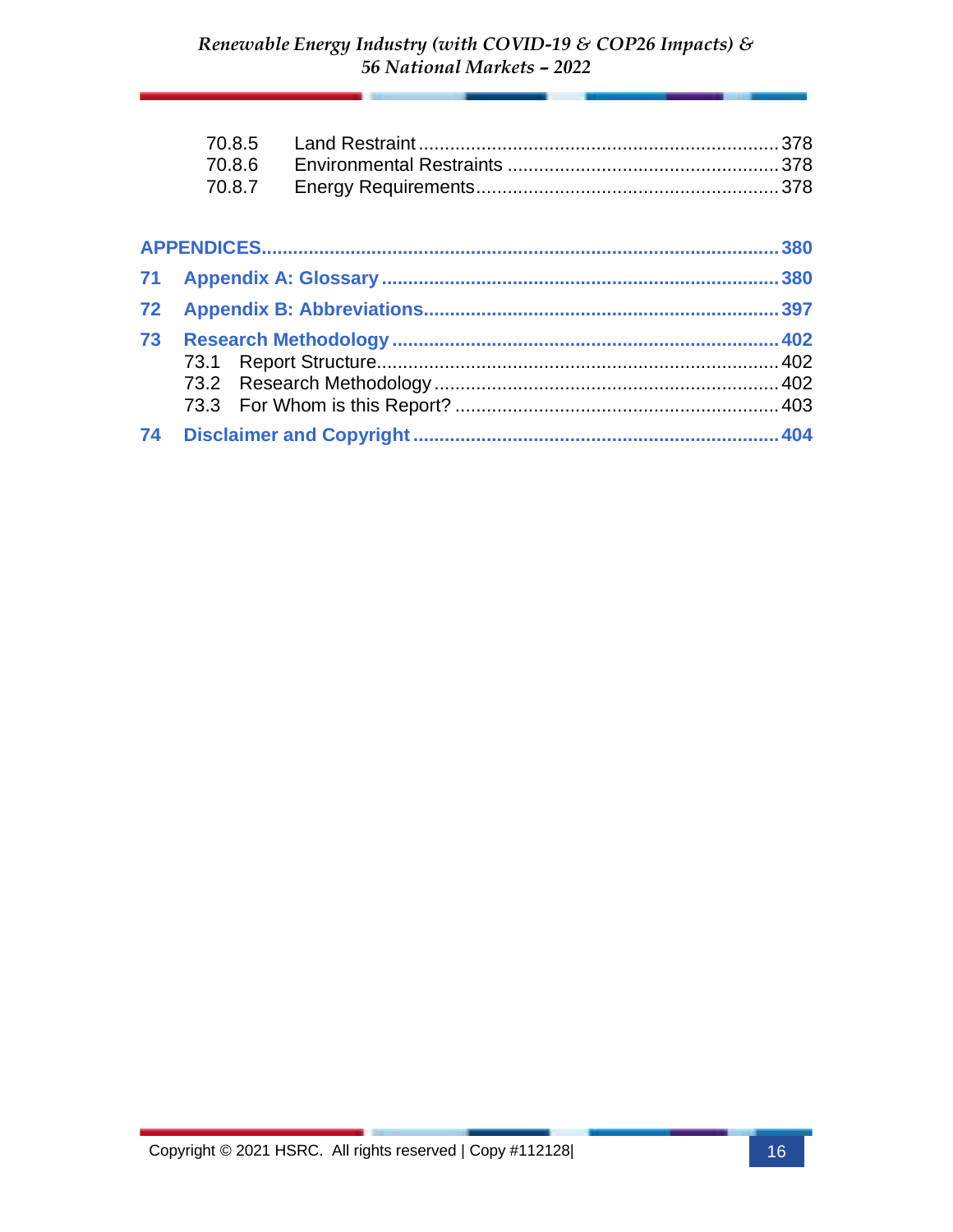70.8.5 Land Restraint ........ 378
70.8.6 Environmental Restraints ........ 378
70.8.7 Energy Requirements ........ 378

**APPENDICES ........ 380**

**71 Appendix A: Glossary ........ 380**

**72 Appendix B: Abbreviations ........ 397**

**73 Research Methodology ........ 402**

73.1 Report Structure ........ 402
73.2 Research Methodology ........ 402
73.3 For Whom is this Report? ........ 403

**74 Disclaimer and Copyright ........ 404**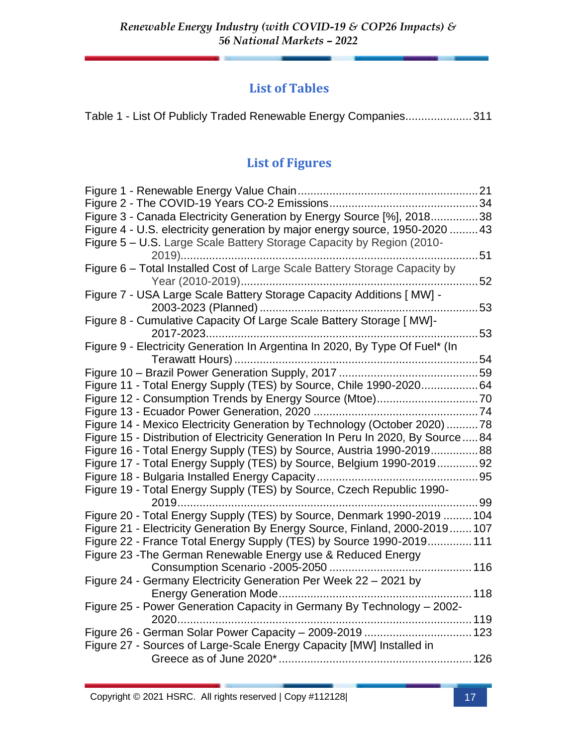## List of Tables

Table 1 - List Of Publicly Traded Renewable Energy Companies.................... 311

## List of Figures

Figure 1 - Renewable Energy Value Chain........................................................ 21
Figure 2 - The COVID-19 Years CO-2 Emissions............................................... 34
Figure 3 - Canada Electricity Generation by Energy Source [%], 2018............... 38
Figure 4 - U.S. electricity generation by major energy source, 1950-2020 ......... 43
Figure 5 – U.S. Large Scale Battery Storage Capacity by Region (2010-2019)................................................................................................. 51
Figure 6 – Total Installed Cost of Large Scale Battery Storage Capacity by Year (2010-2019)............................................................................ 52
Figure 7 - USA Large Scale Battery Storage Capacity Additions [ MW] - 2003-2023 (Planned) ..................................................................... 53
Figure 8 - Cumulative Capacity Of Large Scale Battery Storage [ MW]-2017-2023...................................................................................... 53
Figure 9 - Electricity Generation In Argentina In 2020, By Type Of Fuel* (In Terawatt Hours) .............................................................................. 54
Figure 10 – Brazil Power Generation Supply, 2017 ............................................ 59
Figure 11 - Total Energy Supply (TES) by Source, Chile 1990-2020.................. 64
Figure 12 - Consumption Trends by Energy Source (Mtoe)................................ 70
Figure 13 - Ecuador Power Generation, 2020 .................................................... 74
Figure 14 - Mexico Electricity Generation by Technology (October 2020) .......... 78
Figure 15 - Distribution of Electricity Generation In Peru In 2020, By Source..... 84
Figure 16 - Total Energy Supply (TES) by Source, Austria 1990-2019............... 88
Figure 17 - Total Energy Supply (TES) by Source, Belgium 1990-2019............. 92
Figure 18 - Bulgaria Installed Energy Capacity................................................... 95
Figure 19 - Total Energy Supply (TES) by Source, Czech Republic 1990-2019................................................................................................. 99
Figure 20 - Total Energy Supply (TES) by Source, Denmark 1990-2019 ......... 104
Figure 21 - Electricity Generation By Energy Source, Finland, 2000-2019....... 107
Figure 22 - France Total Energy Supply (TES) by Source 1990-2019............. 111
Figure 23 -The German Renewable Energy use & Reduced Energy Consumption Scenario -2005-2050 ............................................ 116
Figure 24 - Germany Electricity Generation Per Week 22 – 2021 by Energy Generation Mode............................................................. 118
Figure 25 - Power Generation Capacity in Germany By Technology – 2002-2020............................................................................................. 119
Figure 26 - German Solar Power Capacity – 2009-2019 .................................. 123
Figure 27 - Sources of Large-Scale Energy Capacity [MW] Installed in Greece as of June 2020* ............................................................. 126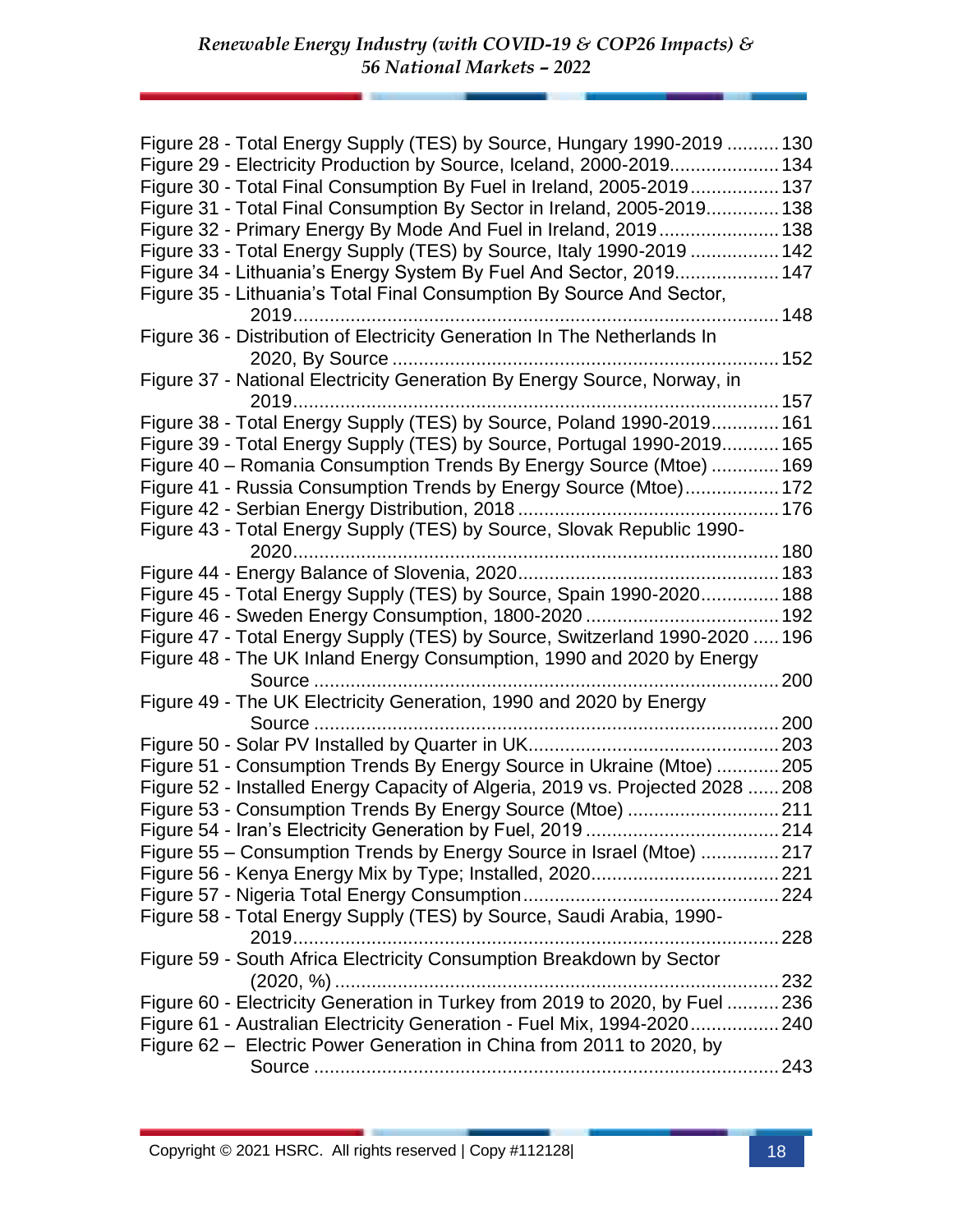Figure 28 - Total Energy Supply (TES) by Source, Hungary 1990-2019 .......... 130
Figure 29 - Electricity Production by Source, Iceland, 2000-2019..................... 134
Figure 30 - Total Final Consumption By Fuel in Ireland, 2005-2019................. 137
Figure 31 - Total Final Consumption By Sector in Ireland, 2005-2019.............. 138
Figure 32 - Primary Energy By Mode And Fuel in Ireland, 2019....................... 138
Figure 33 - Total Energy Supply (TES) by Source, Italy 1990-2019 ................. 142
Figure 34 - Lithuania's Energy System By Fuel And Sector, 2019.................... 147
Figure 35 - Lithuania's Total Final Consumption By Source And Sector, 2019............................................................................................ 148
Figure 36 - Distribution of Electricity Generation In The Netherlands In 2020, By Source .......................................................................... 152
Figure 37 - National Electricity Generation By Energy Source, Norway, in 2019............................................................................................ 157
Figure 38 - Total Energy Supply (TES) by Source, Poland 1990-2019............. 161
Figure 39 - Total Energy Supply (TES) by Source, Portugal 1990-2019........... 165
Figure 40 – Romania Consumption Trends By Energy Source (Mtoe) ............. 169
Figure 41 - Russia Consumption Trends by Energy Source (Mtoe).................. 172
Figure 42 - Serbian Energy Distribution, 2018 ................................................. 176
Figure 43 - Total Energy Supply (TES) by Source, Slovak Republic 1990-2020............................................................................................ 180
Figure 44 - Energy Balance of Slovenia, 2020................................................. 183
Figure 45 - Total Energy Supply (TES) by Source, Spain 1990-2020.............. 188
Figure 46 - Sweden Energy Consumption, 1800-2020 ..................................... 192
Figure 47 - Total Energy Supply (TES) by Source, Switzerland 1990-2020 ..... 196
Figure 48 - The UK Inland Energy Consumption, 1990 and 2020 by Energy Source ......................................................................................... 200
Figure 49 - The UK Electricity Generation, 1990 and 2020 by Energy Source ......................................................................................... 200
Figure 50 - Solar PV Installed by Quarter in UK............................................... 203
Figure 51 - Consumption Trends By Energy Source in Ukraine (Mtoe) ............ 205
Figure 52 - Installed Energy Capacity of Algeria, 2019 vs. Projected 2028 ...... 208
Figure 53 - Consumption Trends By Energy Source (Mtoe) ............................. 211
Figure 54 - Iran's Electricity Generation by Fuel, 2019 ..................................... 214
Figure 55 – Consumption Trends by Energy Source in Israel (Mtoe) ............... 217
Figure 56 - Kenya Energy Mix by Type; Installed, 2020................................... 221
Figure 57 - Nigeria Total Energy Consumption................................................ 224
Figure 58 - Total Energy Supply (TES) by Source, Saudi Arabia, 1990-2019............................................................................................ 228
Figure 59 - South Africa Electricity Consumption Breakdown by Sector (2020, %) .................................................................................... 232
Figure 60 - Electricity Generation in Turkey from 2019 to 2020, by Fuel .......... 236
Figure 61 - Australian Electricity Generation - Fuel Mix, 1994-2020................. 240
Figure 62 – Electric Power Generation in China from 2011 to 2020, by Source ......................................................................................... 243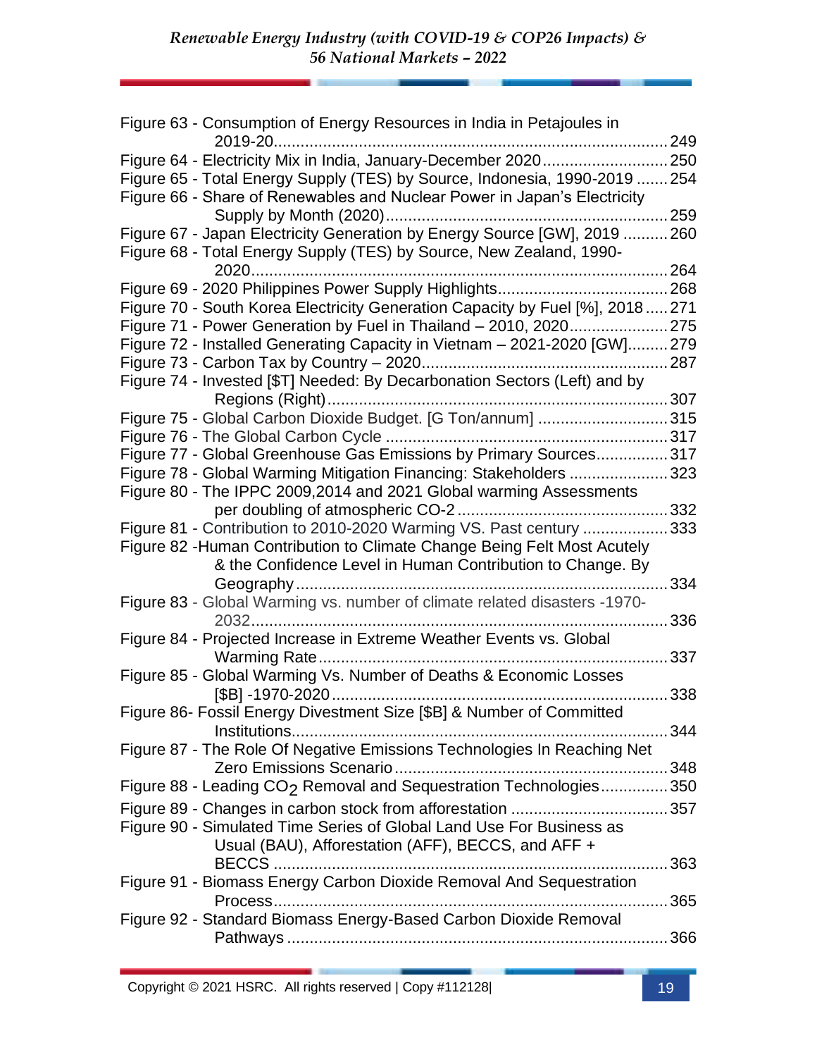Figure 63 - Consumption of Energy Resources in India in Petajoules in 2019-20........................................................................................249
Figure 64 - Electricity Mix in India, January-December 2020............................250
Figure 65 - Total Energy Supply (TES) by Source, Indonesia, 1990-2019 .......254
Figure 66 - Share of Renewables and Nuclear Power in Japan's Electricity Supply by Month (2020)..............................................................259
Figure 67 - Japan Electricity Generation by Energy Source [GW], 2019 ..........260
Figure 68 - Total Energy Supply (TES) by Source, New Zealand, 1990-2020..............................................................................................264
Figure 69 - 2020 Philippines Power Supply Highlights.....................................268
Figure 70 - South Korea Electricity Generation Capacity by Fuel [%], 2018.....271
Figure 71 - Power Generation by Fuel in Thailand – 2010, 2020.....................275
Figure 72 - Installed Generating Capacity in Vietnam – 2021-2020 [GW].........279
Figure 73 - Carbon Tax by Country – 2020......................................................287
Figure 74 - Invested [$T] Needed: By Decarbonation Sectors (Left) and by Regions (Right)............................................................................307
Figure 75 - Global Carbon Dioxide Budget. [G Ton/annum] ............................315
Figure 76 - The Global Carbon Cycle ..............................................................317
Figure 77 - Global Greenhouse Gas Emissions by Primary Sources................317
Figure 78 - Global Warming Mitigation Financing: Stakeholders ......................323
Figure 80 - The IPPC 2009,2014 and 2021 Global warming Assessments per doubling of atmospheric CO-2 ..............................................332
Figure 81 - Contribution to 2010-2020 Warming VS. Past century ...................333
Figure 82 -Human Contribution to Climate Change Being Felt Most Acutely & the Confidence Level in Human Contribution to Change. By Geography...................................................................................334
Figure 83 - Global Warming vs. number of climate related disasters -1970-2032.............................................................................................336
Figure 84 - Projected Increase in Extreme Weather Events vs. Global Warming Rate.............................................................................337
Figure 85 - Global Warming Vs. Number of Deaths & Economic Losses [$B] -1970-2020..........................................................................338
Figure 86- Fossil Energy Divestment Size [$B] & Number of Committed Institutions...................................................................................344
Figure 87 - The Role Of Negative Emissions Technologies In Reaching Net Zero Emissions Scenario............................................................348
Figure 88 - Leading $CO_2$ Removal and Sequestration Technologies...............350
Figure 89 - Changes in carbon stock from afforestation ..................................357
Figure 90 - Simulated Time Series of Global Land Use For Business as Usual (BAU), Afforestation (AFF), BECCS, and AFF + BECCS .......................................................................................363
Figure 91 - Biomass Energy Carbon Dioxide Removal And Sequestration Process.......................................................................................365
Figure 92 - Standard Biomass Energy-Based Carbon Dioxide Removal Pathways ....................................................................................366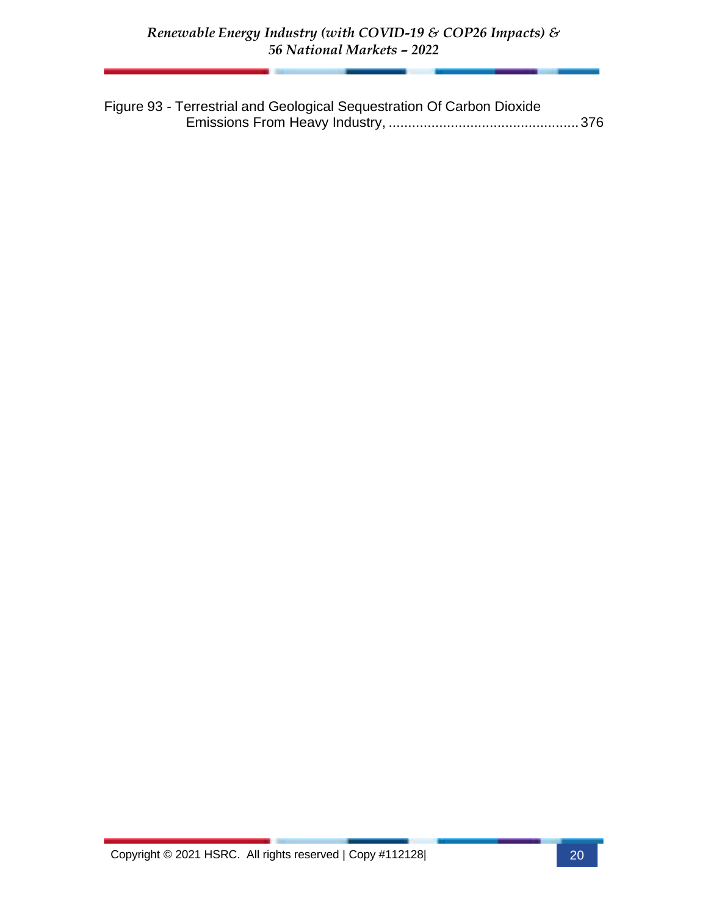Figure 93 - Terrestrial and Geological Sequestration Of Carbon Dioxide Emissions From Heavy Industry, ................................................ 376